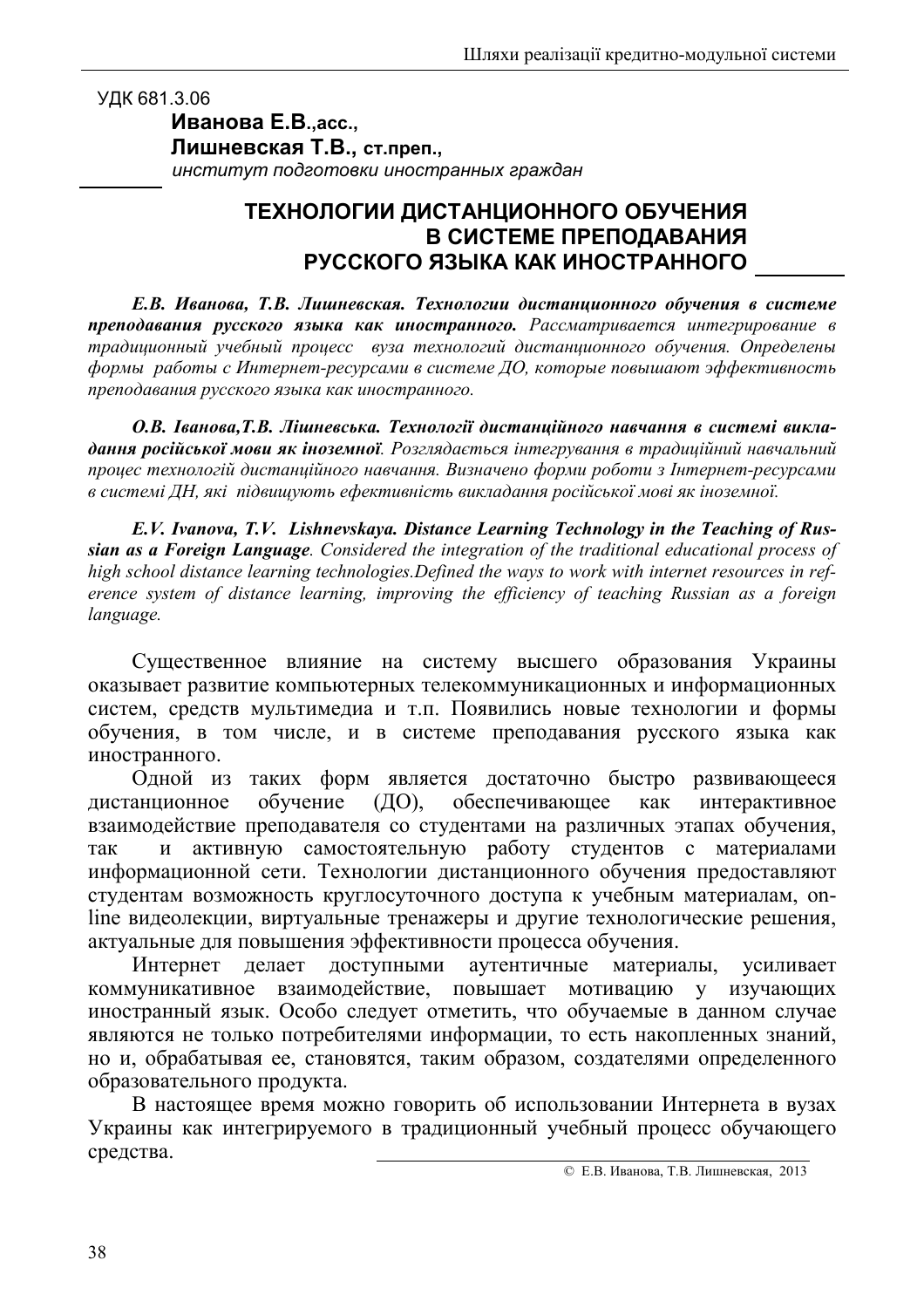УДК 681.3.06

**Иванова Е.В.,асс.,**
**Лишневская Т.В., ст.преп.,**
*институт подготовки иностранных граждан*

# ТЕХНОЛОГИИ ДИСТАНЦИОННОГО ОБУЧЕНИЯ В СИСТЕМЕ ПРЕПОДАВАНИЯ РУССКОГО ЯЗЫКА КАК ИНОСТРАННОГО

***Е.В. Иванова, Т.В. Лишневская. Технологии дистанционного обучения в системе преподавания русского языка как иностранного.*** *Рассматривается интегрирование в традиционный учебный процесс вуза технологий дистанционного обучения. Определены формы работы с Интернет-ресурсами в системе ДО, которые повышают эффективность преподавания русского языка как иностранного.*

***О.В. Іванова,Т.В. Лішневська. Технології дистанційного навчання в системі викладання російської мови як іноземної.*** *Розглядається інтегрування в традиційний навчальний процес технологій дистанційного навчання. Визначено форми роботи з Інтернет-ресурсами в системі ДН, які підвищують ефективність викладання російської мові як іноземної.*

***E.V. Ivanova, T.V. Lishnevskaya. Distance Learning Technology in the Teaching of Russian as a Foreign Language.*** *Considered the integration of the traditional educational process of high school distance learning technologies.Defined the ways to work with internet resources in reference system of distance learning, improving the efficiency of teaching Russian as a foreign language.*

Существенное влияние на систему высшего образования Украины оказывает развитие компьютерных телекоммуникационных и информационных систем, средств мультимедиа и т.п. Появились новые технологии и формы обучения, в том числе, и в системе преподавания русского языка как иностранного.

Одной из таких форм является достаточно быстро развивающееся дистанционное обучение (ДО), обеспечивающее как интерактивное взаимодействие преподавателя со студентами на различных этапах обучения, так и активную самостоятельную работу студентов с материалами информационной сети. Технологии дистанционного обучения предоставляют студентам возможность круглосуточного доступа к учебным материалам, on-line видеолекции, виртуальные тренажеры и другие технологические решения, актуальные для повышения эффективности процесса обучения.

Интернет делает доступными аутентичные материалы, усиливает коммуникативное взаимодействие, повышает мотивацию у изучающих иностранный язык. Особо следует отметить, что обучаемые в данном случае являются не только потребителями информации, то есть накопленных знаний, но и, обрабатывая ее, становятся, таким образом, создателями определенного образовательного продукта.

В настоящее время можно говорить об использовании Интернета в вузах Украины как интегрируемого в традиционный учебный процесс обучающего средства.

© Е.В. Иванова, Т.В. Лишневская, 2013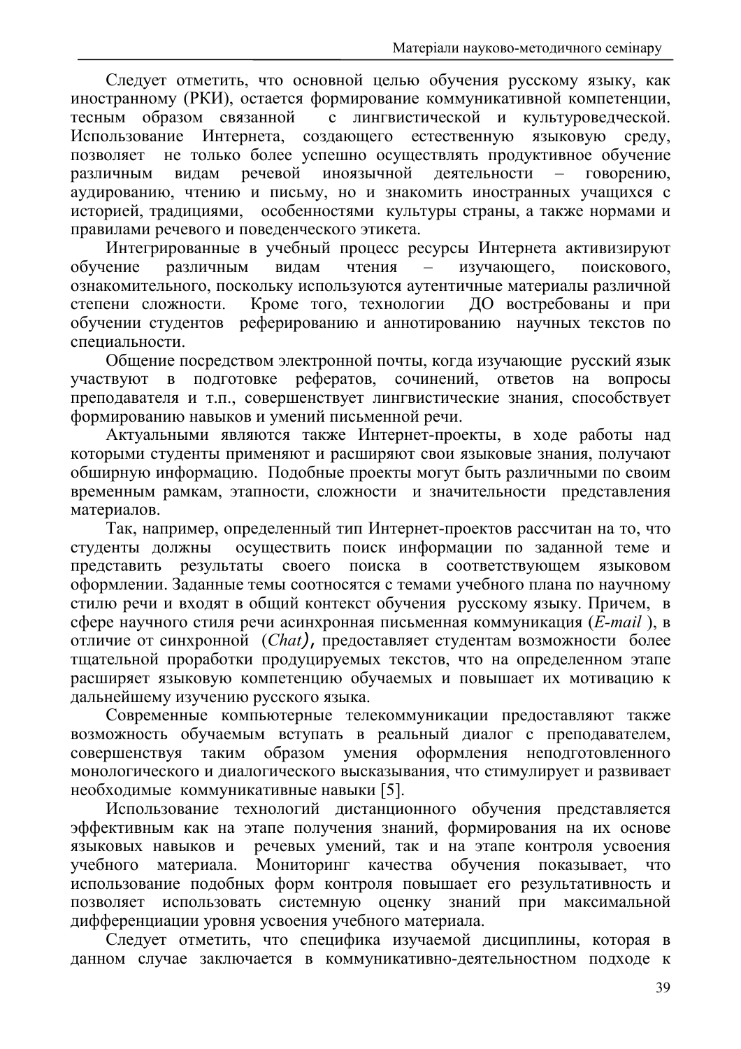Следует отметить, что основной целью обучения русскому языку, как иностранному (РКИ), остается формирование коммуникативной компетенции, тесным образом связанной с лингвистической и культуроведческой. Использование Интернета, создающего естественную языковую среду, позволяет не только более успешно осуществлять продуктивное обучение различным видам речевой иноязычной деятельности – говорению, аудированию, чтению и письму, но и знакомить иностранных учащихся с историей, традициями, особенностями культуры страны, а также нормами и правилами речевого и поведенческого этикета.

Интегрированные в учебный процесс ресурсы Интернета активизируют обучение различным видам чтения – изучающего, поискового, ознакомительного, поскольку используются аутентичные материалы различной степени сложности. Кроме того, технологии ДО востребованы и при обучении студентов реферированию и аннотированию научных текстов по специальности.

Общение посредством электронной почты, когда изучающие русский язык участвуют в подготовке рефератов, сочинений, ответов на вопросы преподавателя и т.п., совершенствует лингвистические знания, способствует формированию навыков и умений письменной речи.

Актуальными являются также Интернет-проекты, в ходе работы над которыми студенты применяют и расширяют свои языковые знания, получают обширную информацию. Подобные проекты могут быть различными по своим временным рамкам, этапности, сложности и значительности представления материалов.

Так, например, определенный тип Интернет-проектов рассчитан на то, что студенты должны осуществить поиск информации по заданной теме и представить результаты своего поиска в соответствующем языковом оформлении. Заданные темы соотносятся с темами учебного плана по научному стилю речи и входят в общий контекст обучения русскому языку. Причем, в сфере научного стиля речи асинхронная письменная коммуникация (*E-mail* ), в отличие от синхронной (*Chat*), предоставляет студентам возможности более тщательной проработки продуцируемых текстов, что на определенном этапе расширяет языковую компетенцию обучаемых и повышает их мотивацию к дальнейшему изучению русского языка.

Современные компьютерные телекоммуникации предоставляют также возможность обучаемым вступать в реальный диалог с преподавателем, совершенствуя таким образом умения оформления неподготовленного монологического и диалогического высказывания, что стимулирует и развивает необходимые коммуникативные навыки [5].

Использование технологий дистанционного обучения представляется эффективным как на этапе получения знаний, формирования на их основе языковых навыков и речевых умений, так и на этапе контроля усвоения учебного материала. Мониторинг качества обучения показывает, что использование подобных форм контроля повышает его результативность и позволяет использовать системную оценку знаний при максимальной дифференциации уровня усвоения учебного материала.

Следует отметить, что специфика изучаемой дисциплины, которая в данном случае заключается в коммуникативно-деятельностном подходе к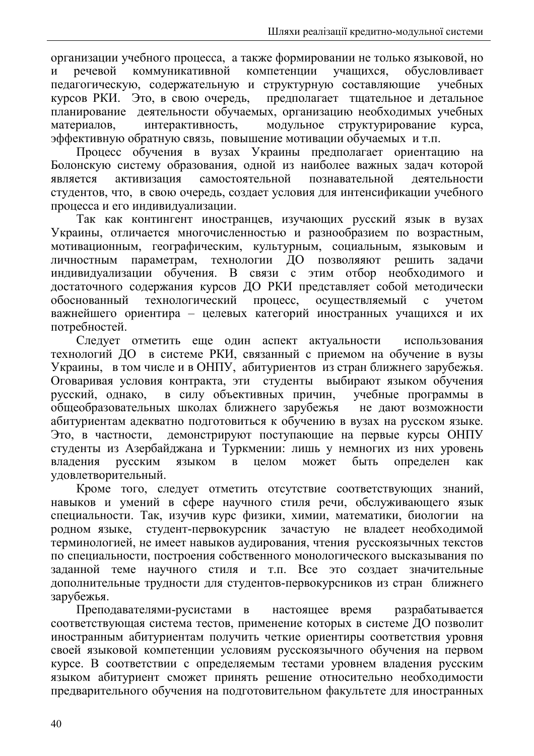организации учебного процесса, а также формировании не только языковой, но и речевой коммуникативной компетенции учащихся, обусловливает педагогическую, содержательную и структурную составляющие учебных курсов РКИ. Это, в свою очередь, предполагает тщательное и детальное планирование деятельности обучаемых, организацию необходимых учебных материалов, интерактивность, модульное структурирование курса, эффективную обратную связь, повышение мотивации обучаемых и т.п.

Процесс обучения в вузах Украины предполагает ориентацию на Болонскую систему образования, одной из наиболее важных задач которой является активизация самостоятельной познавательной деятельности студентов, что, в свою очередь, создает условия для интенсификации учебного процесса и его индивидуализации.

Так как контингент иностранцев, изучающих русский язык в вузах Украины, отличается многочисленностью и разнообразием по возрастным, мотивационным, географическим, культурным, социальным, языковым и личностным параметрам, технологии ДО позволяяют решить задачи индивидуализации обучения. В связи с этим отбор необходимого и достаточного содержания курсов ДО РКИ представляет собой методически обоснованный технологический процесс, осуществляемый с учетом важнейшего ориентира – целевых категорий иностранных учащихся и их потребностей.

Следует отметить еще один аспект актуальности использования технологий ДО в системе РКИ, связанный с приемом на обучение в вузы Украины, в том числе и в ОНПУ, абитуриентов из стран ближнего зарубежья. Оговаривая условия контракта, эти студенты выбирают языком обучения русский, однако, в силу объективных причин, учебные программы в общеобразовательных школах ближнего зарубежья не дают возможности абитуриентам адекватно подготовиться к обучению в вузах на русском языке. Это, в частности, демонстрируют поступающие на первые курсы ОНПУ студенты из Азербайджана и Туркмении: лишь у немногих из них уровень владения русским языком в целом может быть определен как удовлетворительный.

Кроме того, следует отметить отсутствие соответствующих знаний, навыков и умений в сфере научного стиля речи, обслуживающего язык специальности. Так, изучив курс физики, химии, математики, биологии на родном языке, студент-первокурсник зачастую не владеет необходимой терминологией, не имеет навыков аудирования, чтения русскоязычных текстов по специальности, построения собственного монологического высказывания по заданной теме научного стиля и т.п. Все это создает значительные дополнительные трудности для студентов-первокурсников из стран ближнего зарубежья.

Преподавателями-русистами в настоящее время разрабатывается соответствующая система тестов, применение которых в системе ДО позволит иностранным абитуриентам получить четкие ориентиры соответствия уровня своей языковой компетенции условиям русскоязычного обучения на первом курсе. В соответствии с определяемым тестами уровнем владения русским языком абитуриент сможет принять решение относительно необходимости предварительного обучения на подготовительном факультете для иностранных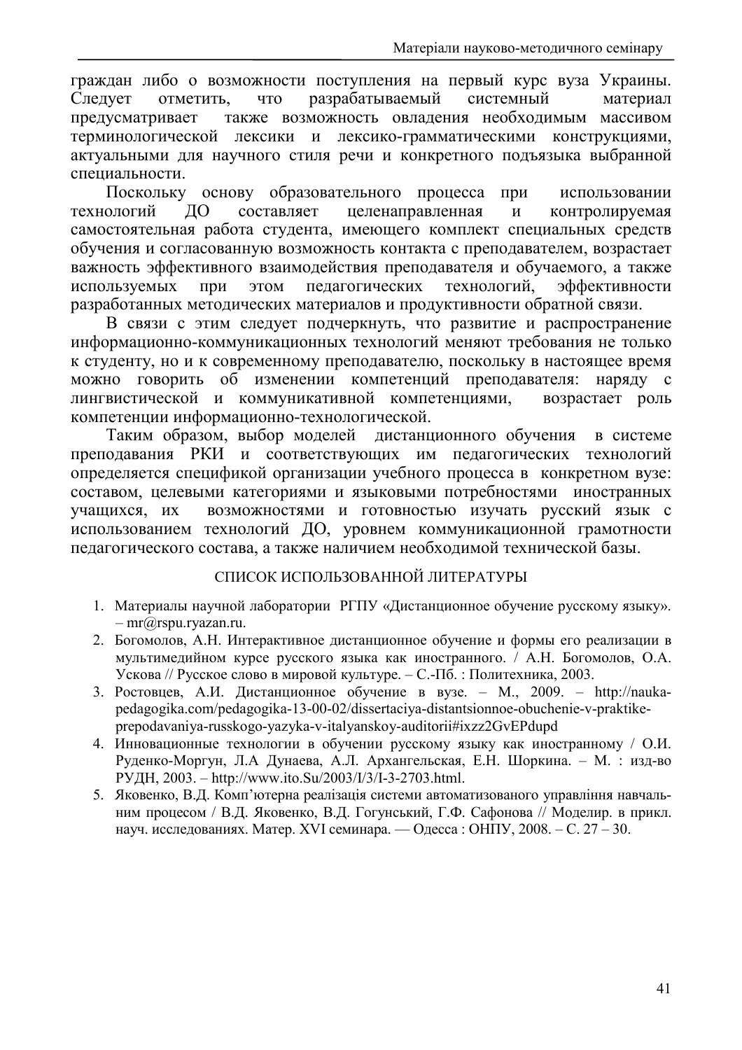граждан либо о возможности поступления на первый курс вуза Украины. Следует отметить, что разрабатываемый системный материал предусматривает также возможность овладения необходимым массивом терминологической лексики и лексико-грамматическими конструкциями, актуальными для научного стиля речи и конкретного подъязыка выбранной специальности.

Поскольку основу образовательного процесса при использовании технологий ДО составляет целенаправленная и контролируемая самостоятельная работа студента, имеющего комплект специальных средств обучения и согласованную возможность контакта с преподавателем, возрастает важность эффективного взаимодействия преподавателя и обучаемого, а также используемых при этом педагогических технологий, эффективности разработанных методических материалов и продуктивности обратной связи.

В связи с этим следует подчеркнуть, что развитие и распространение информационно-коммуникационных технологий меняют требования не только к студенту, но и к современному преподавателю, поскольку в настоящее время можно говорить об изменении компетенций преподавателя: наряду с лингвистической и коммуникативной компетенциями, возрастает роль компетенции информационно-технологической.

Таким образом, выбор моделей дистанционного обучения в системе преподавания РКИ и соответствующих им педагогических технологий определяется спецификой организации учебного процесса в конкретном вузе: составом, целевыми категориями и языковыми потребностями иностранных учащихся, их возможностями и готовностью изучать русский язык с использованием технологий ДО, уровнем коммуникационной грамотности педагогического состава, а также наличием необходимой технической базы.

## СПИСОК ИСПОЛЬЗОВАННОЙ ЛИТЕРАТУРЫ

1. Материалы научной лаборатории РГПУ «Дистанционное обучение русскому языку». – mr@rspu.ryazan.ru.
2. Богомолов, А.Н. Интерактивное дистанционное обучение и формы его реализации в мультимедийном курсе русского языка как иностранного. / А.Н. Богомолов, О.А. Ускова // Русское слово в мировой культуре. – С.-Пб. : Политехника, 2003.
3. Ростовцев, А.И. Дистанционное обучение в вузе. – М., 2009. – http://nauka-pedagogika.com/pedagogika-13-00-02/dissertaciya-distantsionnoe-obuchenie-v-praktike-prepodavaniya-russkogo-yazyka-v-italyanskoy-auditorii#ixzz2GvEPdupd
4. Инновационные технологии в обучении русскому языку как иностранному / О.И. Руденко-Моргун, Л.А Дунаева, А.Л. Архангельская, Е.Н. Шоркина. – М. : изд-во РУДН, 2003. – http://www.ito.Su/2003/I/3/I-3-2703.html.
5. Яковенко, В.Д. Комп'ютерна реалізація системи автоматизованого управління навчальним процесом / В.Д. Яковенко, В.Д. Гогунський, Г.Ф. Сафонова // Моделир. в прикл. науч. исследованиях. Матер. XVI семинара. — Одесса : ОНПУ, 2008. – С. 27 – 30.